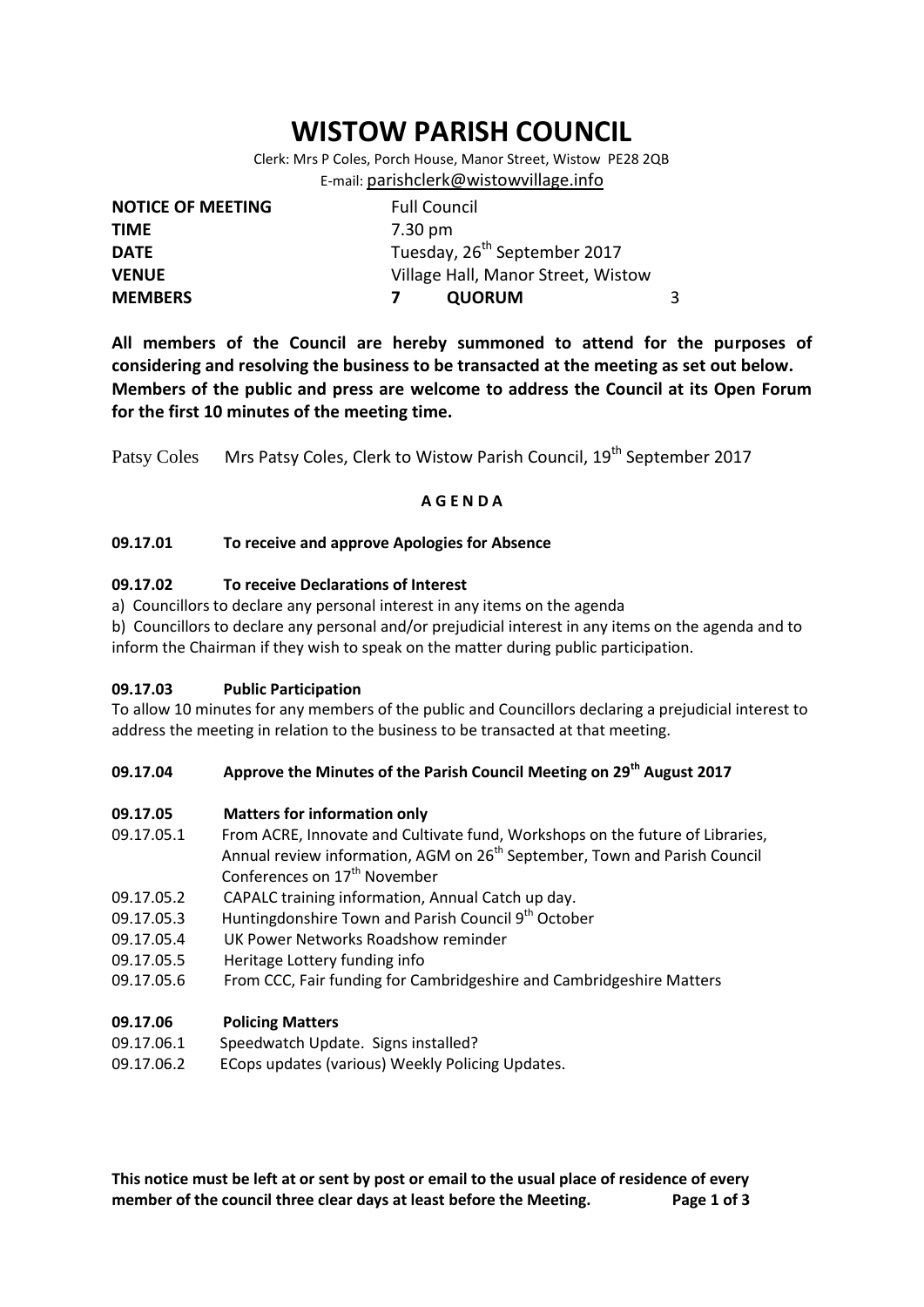# WISTOW PARISH COUNCIL

Clerk: Mrs P Coles, Porch House, Manor Street, Wistow PE28 2QB
E-mail: parishclerk@wistowvillage.info

| | | | |
|---|---|---|---|
| **NOTICE OF MEETING** | Full Council | | |
| **TIME** | 7.30 pm | | |
| **DATE** | Tuesday, 26th September 2017 | | |
| **VENUE** | Village Hall, Manor Street, Wistow | | |
| **MEMBERS** | **7** | **QUORUM** | 3 |

**All members of the Council are hereby summoned to attend for the purposes of considering and resolving the business to be transacted at the meeting as set out below. Members of the public and press are welcome to address the Council at its Open Forum for the first 10 minutes of the meeting time.**

Patsy Coles Mrs Patsy Coles, Clerk to Wistow Parish Council, 19th September 2017

**A G E N D A**

**09.17.01 To receive and approve Apologies for Absence**

**09.17.02 To receive Declarations of Interest**

a) Councillors to declare any personal interest in any items on the agenda

b) Councillors to declare any personal and/or prejudicial interest in any items on the agenda and to inform the Chairman if they wish to speak on the matter during public participation.

**09.17.03 Public Participation**

To allow 10 minutes for any members of the public and Councillors declaring a prejudicial interest to address the meeting in relation to the business to be transacted at that meeting.

**09.17.04 Approve the Minutes of the Parish Council Meeting on 29th August 2017**

**09.17.05 Matters for information only**

- 09.17.05.1 From ACRE, Innovate and Cultivate fund, Workshops on the future of Libraries, Annual review information, AGM on 26th September, Town and Parish Council Conferences on 17th November
- 09.17.05.2 CAPALC training information, Annual Catch up day.
- 09.17.05.3 Huntingdonshire Town and Parish Council 9th October
- 09.17.05.4 UK Power Networks Roadshow reminder
- 09.17.05.5 Heritage Lottery funding info
- 09.17.05.6 From CCC, Fair funding for Cambridgeshire and Cambridgeshire Matters

**09.17.06 Policing Matters**

- 09.17.06.1 Speedwatch Update. Signs installed?
- 09.17.06.2 ECops updates (various) Weekly Policing Updates.

**This notice must be left at or sent by post or email to the usual place of residence of every member of the council three clear days at least before the Meeting.**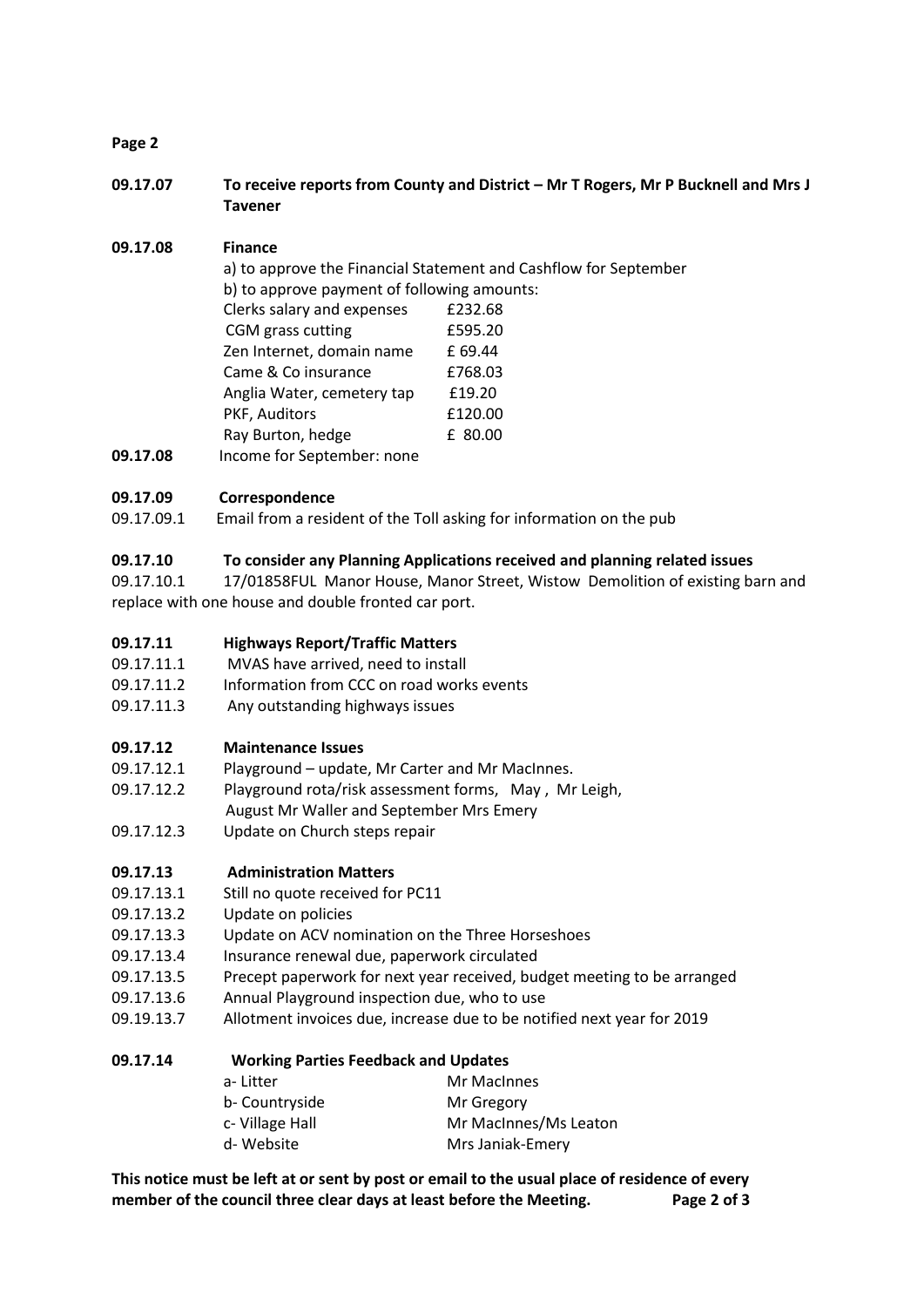**Page 2**

**09.17.07 To receive reports from County and District – Mr T Rogers, Mr P Bucknell and Mrs J Tavener**

**09.17.08 Finance**

a) to approve the Financial Statement and Cashflow for September

b) to approve payment of following amounts:

| | |
|---|---|
| Clerks salary and expenses | £232.68 |
| CGM grass cutting | £595.20 |
| Zen Internet, domain name | £ 69.44 |
| Came & Co insurance | £768.03 |
| Anglia Water, cemetery tap | £19.20 |
| PKF, Auditors | £120.00 |
| Ray Burton, hedge | £ 80.00 |

**09.17.08** Income for September: none

**09.17.09 Correspondence**

09.17.09.1 Email from a resident of the Toll asking for information on the pub

**09.17.10 To consider any Planning Applications received and planning related issues**

09.17.10.1 17/01858FUL Manor House, Manor Street, Wistow Demolition of existing barn and replace with one house and double fronted car port.

**09.17.11 Highways Report/Traffic Matters**

09.17.11.1 MVAS have arrived, need to install

09.17.11.2 Information from CCC on road works events

09.17.11.3 Any outstanding highways issues

**09.17.12 Maintenance Issues**

09.17.12.1 Playground – update, Mr Carter and Mr MacInnes.

09.17.12.2 Playground rota/risk assessment forms, May , Mr Leigh, August Mr Waller and September Mrs Emery

09.17.12.3 Update on Church steps repair

**09.17.13 Administration Matters**

09.17.13.1 Still no quote received for PC11

09.17.13.2 Update on policies

09.17.13.3 Update on ACV nomination on the Three Horseshoes

09.17.13.4 Insurance renewal due, paperwork circulated

09.17.13.5 Precept paperwork for next year received, budget meeting to be arranged

09.17.13.6 Annual Playground inspection due, who to use

09.19.13.7 Allotment invoices due, increase due to be notified next year for 2019

**09.17.14 Working Parties Feedback and Updates**

| | |
|---|---|
| a- Litter | Mr MacInnes |
| b- Countryside | Mr Gregory |
| c- Village Hall | Mr MacInnes/Ms Leaton |
| d- Website | Mrs Janiak-Emery |

**This notice must be left at or sent by post or email to the usual place of residence of every member of the council three clear days at least before the Meeting.**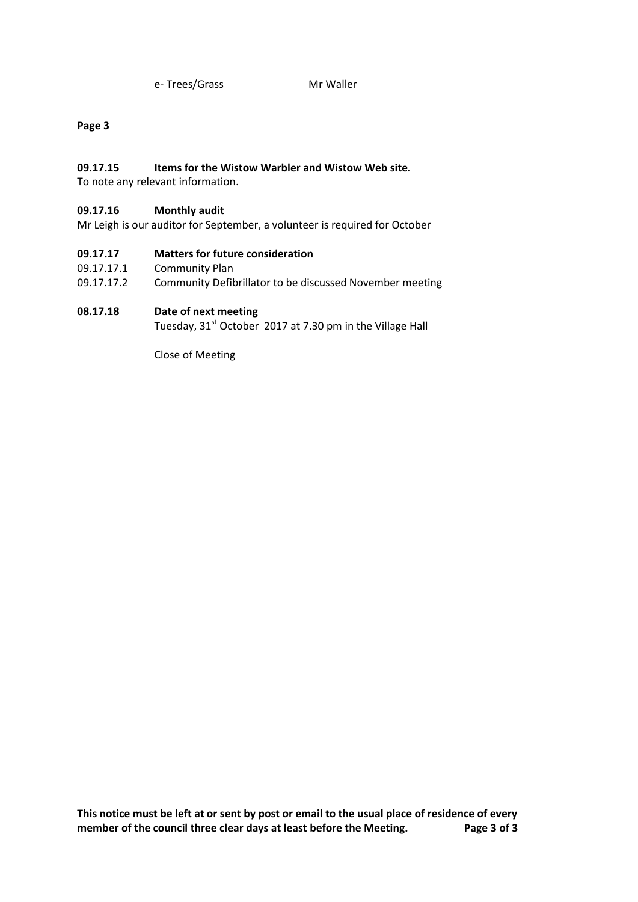e- Trees/Grass Mr Waller

**Page 3**

**09.17.15 Items for the Wistow Warbler and Wistow Web site.**

To note any relevant information.

**09.17.16 Monthly audit**

Mr Leigh is our auditor for September, a volunteer is required for October

**09.17.17 Matters for future consideration**

09.17.17.1 Community Plan

09.17.17.2 Community Defibrillator to be discussed November meeting

**08.17.18 Date of next meeting**

Tuesday, 31st October 2017 at 7.30 pm in the Village Hall

Close of Meeting

**This notice must be left at or sent by post or email to the usual place of residence of every member of the council three clear days at least before the Meeting.**